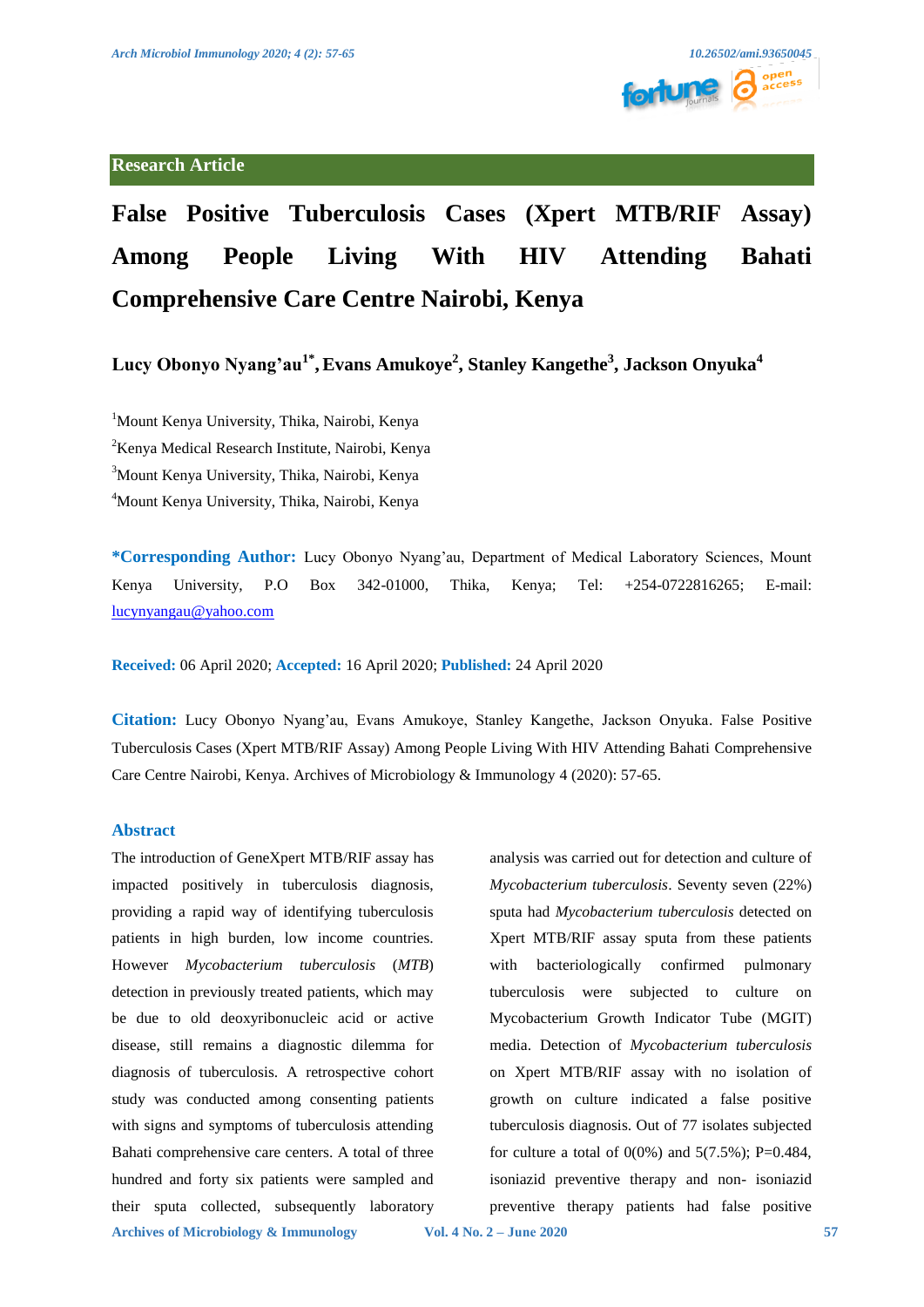Research Article

# False Positive Tuberculosis Cases (Xpert MTB/RIF Assay) Among People Living With HIV Attending Bahati Comprehensive Care Centre Nairobi, Kenya

**Lucy Obonyo Nyang'au[1*], Evans Amukoye[2], Stanley Kangethe[3], Jackson Onyuka[4]**

[1]Mount Kenya University, Thika, Nairobi, Kenya

[2]Kenya Medical Research Institute, Nairobi, Kenya

[3]Mount Kenya University, Thika, Nairobi, Kenya

[4]Mount Kenya University, Thika, Nairobi, Kenya

**\*Corresponding Author:** Lucy Obonyo Nyang'au, Department of Medical Laboratory Sciences, Mount Kenya University, P.O Box 342-01000, Thika, Kenya; Tel: +254-0722816265; E-mail: lucynyangau@yahoo.com

**Received:** 06 April 2020; **Accepted:** 16 April 2020; **Published:** 24 April 2020

**Citation:** Lucy Obonyo Nyang'au, Evans Amukoye, Stanley Kangethe, Jackson Onyuka. False Positive Tuberculosis Cases (Xpert MTB/RIF Assay) Among People Living With HIV Attending Bahati Comprehensive Care Centre Nairobi, Kenya. Archives of Microbiology & Immunology 4 (2020): 57-65.

## Abstract

The introduction of GeneXpert MTB/RIF assay has impacted positively in tuberculosis diagnosis, providing a rapid way of identifying tuberculosis patients in high burden, low income countries. However *Mycobacterium tuberculosis* (*MTB*) detection in previously treated patients, which may be due to old deoxyribonucleic acid or active disease, still remains a diagnostic dilemma for diagnosis of tuberculosis. A retrospective cohort study was conducted among consenting patients with signs and symptoms of tuberculosis attending Bahati comprehensive care centers. A total of three hundred and forty six patients were sampled and their sputa collected, subsequently laboratory analysis was carried out for detection and culture of *Mycobacterium tuberculosis*. Seventy seven (22%) sputa had *Mycobacterium tuberculosis* detected on Xpert MTB/RIF assay sputa from these patients with bacteriologically confirmed pulmonary tuberculosis were subjected to culture on Mycobacterium Growth Indicator Tube (MGIT) media. Detection of *Mycobacterium tuberculosis* on Xpert MTB/RIF assay with no isolation of growth on culture indicated a false positive tuberculosis diagnosis. Out of 77 isolates subjected for culture a total of 0(0%) and 5(7.5%); P=0.484, isoniazid preventive therapy and non- isoniazid preventive therapy patients had false positive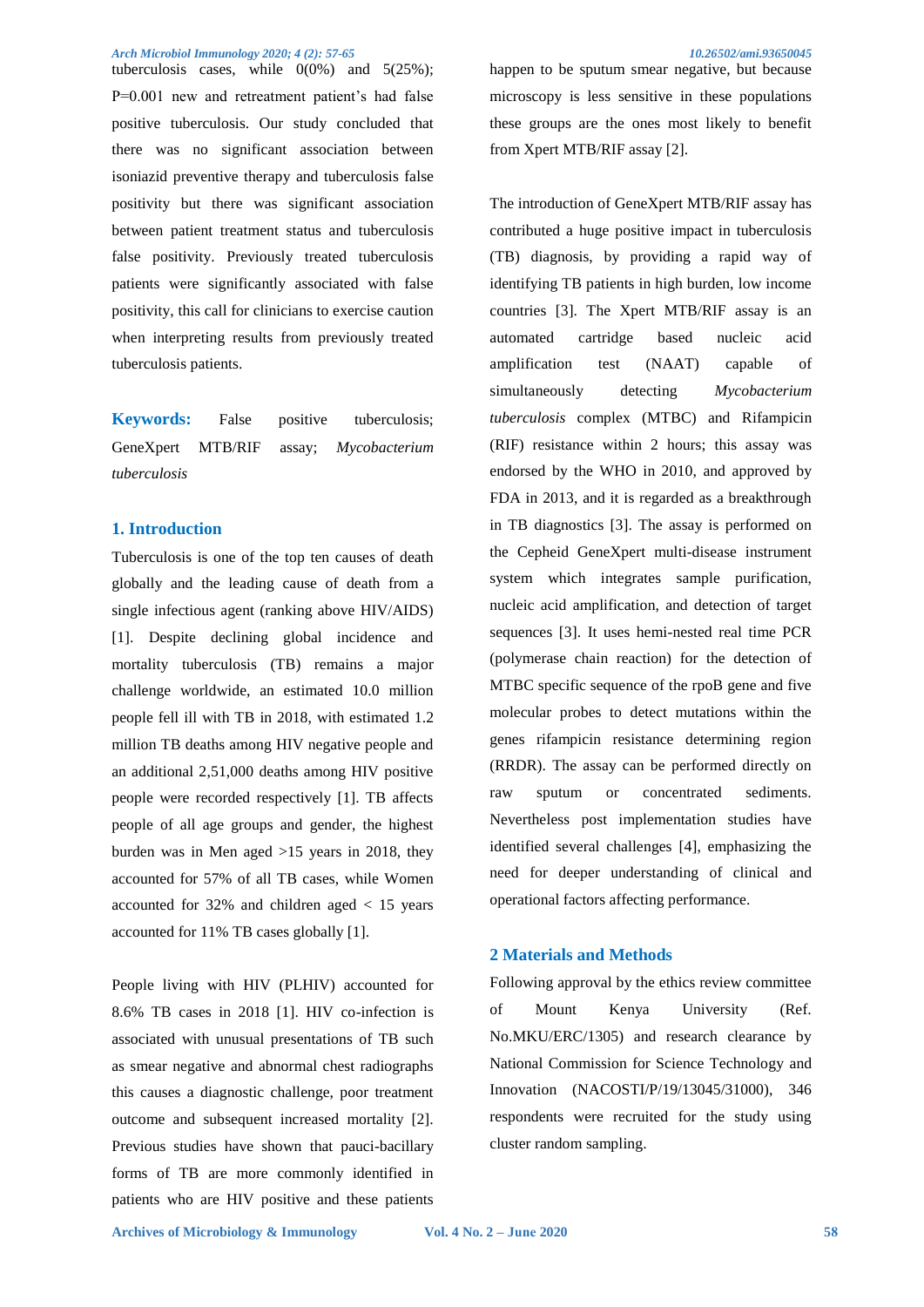tuberculosis cases, while 0(0%) and 5(25%); P=0.001 new and retreatment patient's had false positive tuberculosis. Our study concluded that there was no significant association between isoniazid preventive therapy and tuberculosis false positivity but there was significant association between patient treatment status and tuberculosis false positivity. Previously treated tuberculosis patients were significantly associated with false positivity, this call for clinicians to exercise caution when interpreting results from previously treated tuberculosis patients.

**Keywords:** False positive tuberculosis; GeneXpert MTB/RIF assay; *Mycobacterium tuberculosis*

## 1. Introduction

Tuberculosis is one of the top ten causes of death globally and the leading cause of death from a single infectious agent (ranking above HIV/AIDS) [1]. Despite declining global incidence and mortality tuberculosis (TB) remains a major challenge worldwide, an estimated 10.0 million people fell ill with TB in 2018, with estimated 1.2 million TB deaths among HIV negative people and an additional 2,51,000 deaths among HIV positive people were recorded respectively [1]. TB affects people of all age groups and gender, the highest burden was in Men aged >15 years in 2018, they accounted for 57% of all TB cases, while Women accounted for 32% and children aged < 15 years accounted for 11% TB cases globally [1].

People living with HIV (PLHIV) accounted for 8.6% TB cases in 2018 [1]. HIV co-infection is associated with unusual presentations of TB such as smear negative and abnormal chest radiographs this causes a diagnostic challenge, poor treatment outcome and subsequent increased mortality [2]. Previous studies have shown that pauci-bacillary forms of TB are more commonly identified in patients who are HIV positive and these patients happen to be sputum smear negative, but because microscopy is less sensitive in these populations these groups are the ones most likely to benefit from Xpert MTB/RIF assay [2].

The introduction of GeneXpert MTB/RIF assay has contributed a huge positive impact in tuberculosis (TB) diagnosis, by providing a rapid way of identifying TB patients in high burden, low income countries [3]. The Xpert MTB/RIF assay is an automated cartridge based nucleic acid amplification test (NAAT) capable of simultaneously detecting *Mycobacterium tuberculosis* complex (MTBC) and Rifampicin (RIF) resistance within 2 hours; this assay was endorsed by the WHO in 2010, and approved by FDA in 2013, and it is regarded as a breakthrough in TB diagnostics [3]. The assay is performed on the Cepheid GeneXpert multi-disease instrument system which integrates sample purification, nucleic acid amplification, and detection of target sequences [3]. It uses hemi-nested real time PCR (polymerase chain reaction) for the detection of MTBC specific sequence of the rpoB gene and five molecular probes to detect mutations within the genes rifampicin resistance determining region (RRDR). The assay can be performed directly on raw sputum or concentrated sediments. Nevertheless post implementation studies have identified several challenges [4], emphasizing the need for deeper understanding of clinical and operational factors affecting performance.

## 2 Materials and Methods

Following approval by the ethics review committee of Mount Kenya University (Ref. No.MKU/ERC/1305) and research clearance by National Commission for Science Technology and Innovation (NACOSTI/P/19/13045/31000), 346 respondents were recruited for the study using cluster random sampling.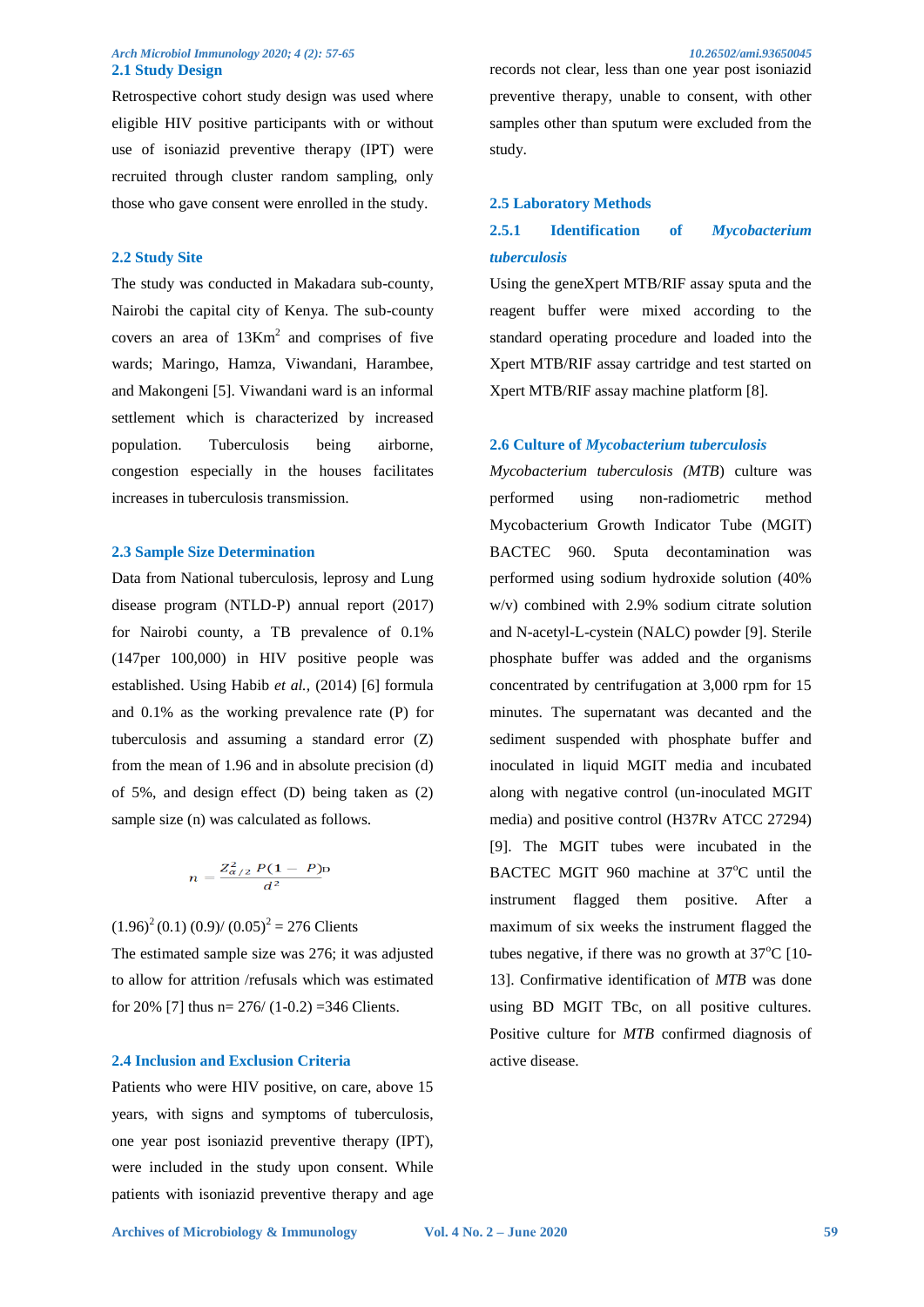## 2.1 Study Design

Retrospective cohort study design was used where eligible HIV positive participants with or without use of isoniazid preventive therapy (IPT) were recruited through cluster random sampling, only those who gave consent were enrolled in the study.

## 2.2 Study Site

The study was conducted in Makadara sub-county, Nairobi the capital city of Kenya. The sub-county covers an area of $13Km^2$ and comprises of five wards; Maringo, Hamza, Viwandani, Harambee, and Makongeni [5]. Viwandani ward is an informal settlement which is characterized by increased population. Tuberculosis being airborne, congestion especially in the houses facilitates increases in tuberculosis transmission.

## 2.3 Sample Size Determination

Data from National tuberculosis, leprosy and Lung disease program (NTLD-P) annual report (2017) for Nairobi county, a TB prevalence of 0.1% (147per 100,000) in HIV positive people was established. Using Habib *et al.,* (2014) [6] formula and 0.1% as the working prevalence rate (P) for tuberculosis and assuming a standard error (Z) from the mean of 1.96 and in absolute precision (d) of 5%, and design effect (D) being taken as (2) sample size (n) was calculated as follows.

$$n = \frac{Z^2_{\alpha/2}\, P(1 - P)D}{d^2}$$

$(1.96)^2 (0.1)\ (0.9)/\ (0.05)^2 = 276$ Clients

The estimated sample size was 276; it was adjusted to allow for attrition /refusals which was estimated for 20% [7] thus n= 276/ (1-0.2) =346 Clients.

## 2.4 Inclusion and Exclusion Criteria

Patients who were HIV positive, on care, above 15 years, with signs and symptoms of tuberculosis, one year post isoniazid preventive therapy (IPT), were included in the study upon consent. While patients with isoniazid preventive therapy and age records not clear, less than one year post isoniazid preventive therapy, unable to consent, with other samples other than sputum were excluded from the study.

## 2.5 Laboratory Methods

### 2.5.1 Identification of *Mycobacterium tuberculosis*

Using the geneXpert MTB/RIF assay sputa and the reagent buffer were mixed according to the standard operating procedure and loaded into the Xpert MTB/RIF assay cartridge and test started on Xpert MTB/RIF assay machine platform [8].

## 2.6 Culture of *Mycobacterium tuberculosis*

*Mycobacterium tuberculosis (MTB*) culture was performed using non-radiometric method Mycobacterium Growth Indicator Tube (MGIT) BACTEC 960. Sputa decontamination was performed using sodium hydroxide solution (40% w/v) combined with 2.9% sodium citrate solution and N-acetyl-L-cystein (NALC) powder [9]. Sterile phosphate buffer was added and the organisms concentrated by centrifugation at 3,000 rpm for 15 minutes. The supernatant was decanted and the sediment suspended with phosphate buffer and inoculated in liquid MGIT media and incubated along with negative control (un-inoculated MGIT media) and positive control (H37Rv ATCC 27294) [9]. The MGIT tubes were incubated in the BACTEC MGIT 960 machine at 37°C until the instrument flagged them positive. After a maximum of six weeks the instrument flagged the tubes negative, if there was no growth at 37°C [10-13]. Confirmative identification of *MTB* was done using BD MGIT TBc, on all positive cultures. Positive culture for *MTB* confirmed diagnosis of active disease.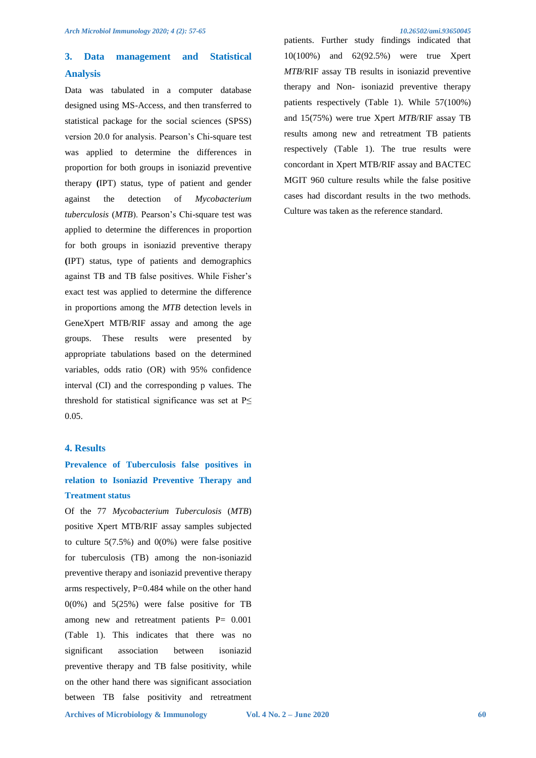## 3. Data management and Statistical Analysis

Data was tabulated in a computer database designed using MS-Access, and then transferred to statistical package for the social sciences (SPSS) version 20.0 for analysis. Pearson's Chi-square test was applied to determine the differences in proportion for both groups in isoniazid preventive therapy **(**IPT) status, type of patient and gender against the detection of *Mycobacterium tuberculosis* (*MTB*). Pearson's Chi-square test was applied to determine the differences in proportion for both groups in isoniazid preventive therapy **(**IPT) status, type of patients and demographics against TB and TB false positives. While Fisher's exact test was applied to determine the difference in proportions among the *MTB* detection levels in GeneXpert MTB/RIF assay and among the age groups. These results were presented by appropriate tabulations based on the determined variables, odds ratio (OR) with 95% confidence interval (CI) and the corresponding p values. The threshold for statistical significance was set at P≤ 0.05.

## 4. Results

### Prevalence of Tuberculosis false positives in relation to Isoniazid Preventive Therapy and Treatment status

Of the 77 *Mycobacterium Tuberculosis* (*MTB*) positive Xpert MTB/RIF assay samples subjected to culture 5(7.5%) and 0(0%) were false positive for tuberculosis (TB) among the non-isoniazid preventive therapy and isoniazid preventive therapy arms respectively, P=0.484 while on the other hand 0(0%) and 5(25%) were false positive for TB among new and retreatment patients P= 0.001 (Table 1). This indicates that there was no significant association between isoniazid preventive therapy and TB false positivity, while on the other hand there was significant association between TB false positivity and retreatment patients. Further study findings indicated that 10(100%) and 62(92.5%) were true Xpert *MTB*/RIF assay TB results in isoniazid preventive therapy and Non- isoniazid preventive therapy patients respectively (Table 1). While 57(100%) and 15(75%) were true Xpert *MTB*/RIF assay TB results among new and retreatment TB patients respectively (Table 1). The true results were concordant in Xpert MTB/RIF assay and BACTEC MGIT 960 culture results while the false positive cases had discordant results in the two methods. Culture was taken as the reference standard.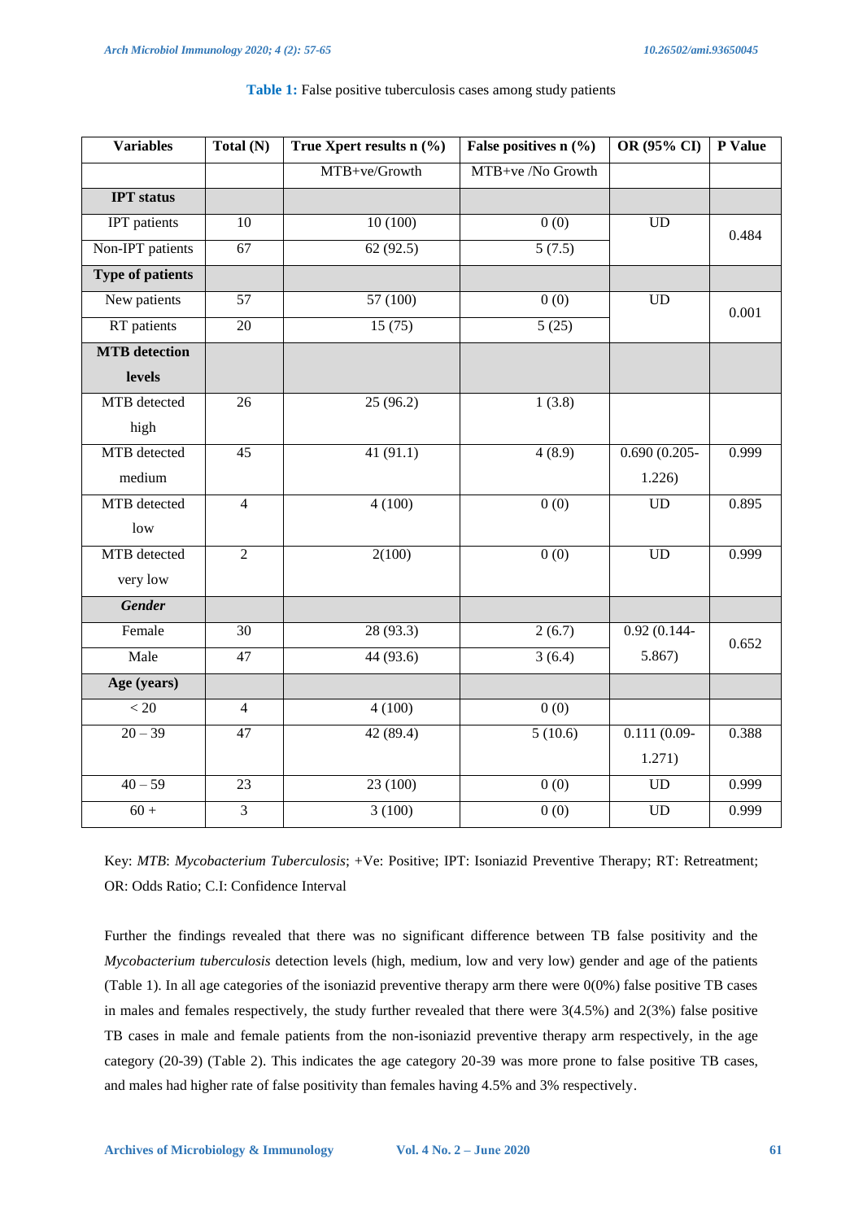**Table 1:** False positive tuberculosis cases among study patients

| Variables | Total (N) | True Xpert results n (%) | False positives n (%) | OR (95% CI) | P Value |
|---|---|---|---|---|---|
| | | MTB+ve/Growth | MTB+ve /No Growth | | |
| **IPT status** | | | | | |
| IPT patients | 10 | 10 (100) | 0 (0) | UD | 0.484 |
| Non-IPT patients | 67 | 62 (92.5) | 5 (7.5) | | |
| **Type of patients** | | | | | |
| New patients | 57 | 57 (100) | 0 (0) | UD | 0.001 |
| RT patients | 20 | 15 (75) | 5 (25) | | |
| **MTB detection levels** | | | | | |
| MTB detected high | 26 | 25 (96.2) | 1 (3.8) | | |
| MTB detected medium | 45 | 41 (91.1) | 4 (8.9) | 0.690 (0.205-1.226) | 0.999 |
| MTB detected low | 4 | 4 (100) | 0 (0) | UD | 0.895 |
| MTB detected very low | 2 | 2(100) | 0 (0) | UD | 0.999 |
| ***Gender*** | | | | | |
| Female | 30 | 28 (93.3) | 2 (6.7) | 0.92 (0.144-5.867) | 0.652 |
| Male | 47 | 44 (93.6) | 3 (6.4) | | |
| **Age (years)** | | | | | |
| < 20 | 4 | 4 (100) | 0 (0) | | |
| 20 – 39 | 47 | 42 (89.4) | 5 (10.6) | 0.111 (0.09-1.271) | 0.388 |
| 40 – 59 | 23 | 23 (100) | 0 (0) | UD | 0.999 |
| 60 + | 3 | 3 (100) | 0 (0) | UD | 0.999 |

Key: *MTB*: *Mycobacterium Tuberculosis*; +Ve: Positive; IPT: Isoniazid Preventive Therapy; RT: Retreatment; OR: Odds Ratio; C.I: Confidence Interval

Further the findings revealed that there was no significant difference between TB false positivity and the *Mycobacterium tuberculosis* detection levels (high, medium, low and very low) gender and age of the patients (Table 1). In all age categories of the isoniazid preventive therapy arm there were 0(0%) false positive TB cases in males and females respectively, the study further revealed that there were 3(4.5%) and 2(3%) false positive TB cases in male and female patients from the non-isoniazid preventive therapy arm respectively, in the age category (20-39) (Table 2). This indicates the age category 20-39 was more prone to false positive TB cases, and males had higher rate of false positivity than females having 4.5% and 3% respectively.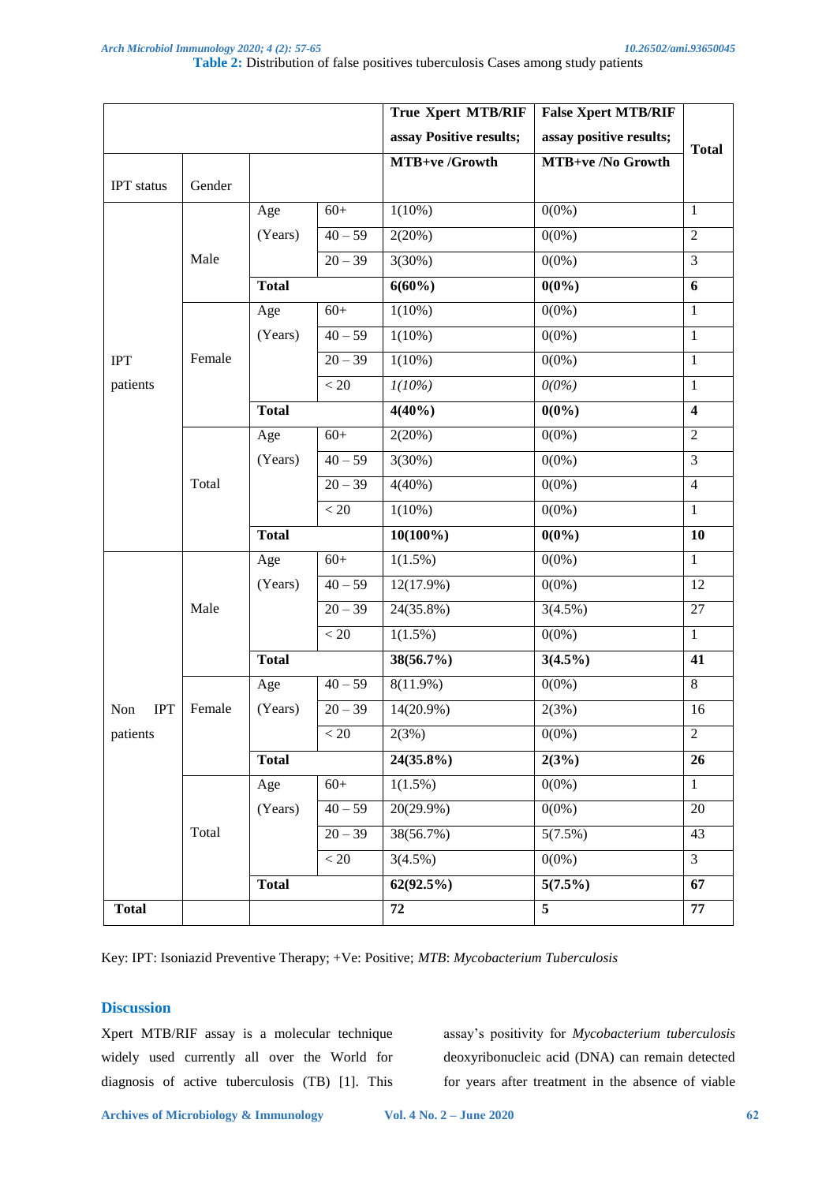**Table 2:** Distribution of false positives tuberculosis Cases among study patients

| IPT status | Gender | | | True Xpert MTB/RIF assay Positive results; MTB+ve /Growth | False Xpert MTB/RIF assay positive results; MTB+ve /No Growth | Total |
|---|---|---|---|---|---|---|
| IPT patients | Male | Age (Years) | 60+ | 1(10%) | 0(0%) | 1 |
| | | | 40 – 59 | 2(20%) | 0(0%) | 2 |
| | | | 20 – 39 | 3(30%) | 0(0%) | 3 |
| | | **Total** | | **6(60%)** | **0(0%)** | **6** |
| | Female | Age (Years) | 60+ | 1(10%) | 0(0%) | 1 |
| | | | 40 – 59 | 1(10%) | 0(0%) | 1 |
| | | | 20 – 39 | 1(10%) | 0(0%) | 1 |
| | | | < 20 | *1(10%)* | *0(0%)* | 1 |
| | | **Total** | | **4(40%)** | **0(0%)** | **4** |
| | Total | Age (Years) | 60+ | 2(20%) | 0(0%) | 2 |
| | | | 40 – 59 | 3(30%) | 0(0%) | 3 |
| | | | 20 – 39 | 4(40%) | 0(0%) | 4 |
| | | | < 20 | 1(10%) | 0(0%) | 1 |
| | | **Total** | | **10(100%)** | **0(0%)** | **10** |
| Non IPT patients | Male | Age (Years) | 60+ | 1(1.5%) | 0(0%) | 1 |
| | | | 40 – 59 | 12(17.9%) | 0(0%) | 12 |
| | | | 20 – 39 | 24(35.8%) | 3(4.5%) | 27 |
| | | | < 20 | 1(1.5%) | 0(0%) | 1 |
| | | **Total** | | **38(56.7%)** | **3(4.5%)** | **41** |
| | Female | Age (Years) | 40 – 59 | 8(11.9%) | 0(0%) | 8 |
| | | | 20 – 39 | 14(20.9%) | 2(3%) | 16 |
| | | | < 20 | 2(3%) | 0(0%) | 2 |
| | | **Total** | | **24(35.8%)** | **2(3%)** | **26** |
| | Total | Age (Years) | 60+ | 1(1.5%) | 0(0%) | 1 |
| | | | 40 – 59 | 20(29.9%) | 0(0%) | 20 |
| | | | 20 – 39 | 38(56.7%) | 5(7.5%) | 43 |
| | | | < 20 | 3(4.5%) | 0(0%) | 3 |
| | | **Total** | | **62(92.5%)** | **5(7.5%)** | **67** |
| **Total** | | | | **72** | **5** | **77** |

Key: IPT: Isoniazid Preventive Therapy; +Ve: Positive; *MTB*: *Mycobacterium Tuberculosis*

## Discussion

Xpert MTB/RIF assay is a molecular technique widely used currently all over the World for diagnosis of active tuberculosis (TB) [1]. This assay's positivity for *Mycobacterium tuberculosis* deoxyribonucleic acid (DNA) can remain detected for years after treatment in the absence of viable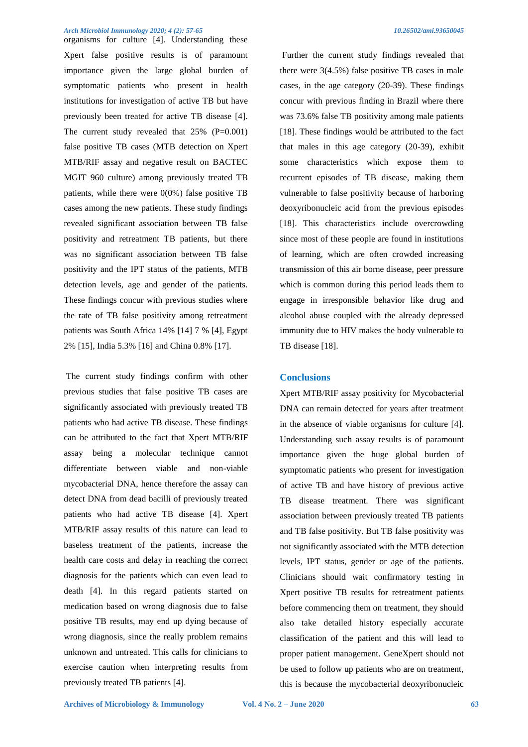organisms for culture [4]. Understanding these Xpert false positive results is of paramount importance given the large global burden of symptomatic patients who present in health institutions for investigation of active TB but have previously been treated for active TB disease [4]. The current study revealed that 25% (P=0.001) false positive TB cases (MTB detection on Xpert MTB/RIF assay and negative result on BACTEC MGIT 960 culture) among previously treated TB patients, while there were 0(0%) false positive TB cases among the new patients. These study findings revealed significant association between TB false positivity and retreatment TB patients, but there was no significant association between TB false positivity and the IPT status of the patients, MTB detection levels, age and gender of the patients. These findings concur with previous studies where the rate of TB false positivity among retreatment patients was South Africa 14% [14] 7 % [4], Egypt 2% [15], India 5.3% [16] and China 0.8% [17].

The current study findings confirm with other previous studies that false positive TB cases are significantly associated with previously treated TB patients who had active TB disease. These findings can be attributed to the fact that Xpert MTB/RIF assay being a molecular technique cannot differentiate between viable and non-viable mycobacterial DNA, hence therefore the assay can detect DNA from dead bacilli of previously treated patients who had active TB disease [4]. Xpert MTB/RIF assay results of this nature can lead to baseless treatment of the patients, increase the health care costs and delay in reaching the correct diagnosis for the patients which can even lead to death [4]. In this regard patients started on medication based on wrong diagnosis due to false positive TB results, may end up dying because of wrong diagnosis, since the really problem remains unknown and untreated. This calls for clinicians to exercise caution when interpreting results from previously treated TB patients [4].

Further the current study findings revealed that there were 3(4.5%) false positive TB cases in male cases, in the age category (20-39). These findings concur with previous finding in Brazil where there was 73.6% false TB positivity among male patients [18]. These findings would be attributed to the fact that males in this age category (20-39), exhibit some characteristics which expose them to recurrent episodes of TB disease, making them vulnerable to false positivity because of harboring deoxyribonucleic acid from the previous episodes [18]. This characteristics include overcrowding since most of these people are found in institutions of learning, which are often crowded increasing transmission of this air borne disease, peer pressure which is common during this period leads them to engage in irresponsible behavior like drug and alcohol abuse coupled with the already depressed immunity due to HIV makes the body vulnerable to TB disease [18].

## Conclusions

Xpert MTB/RIF assay positivity for Mycobacterial DNA can remain detected for years after treatment in the absence of viable organisms for culture [4]. Understanding such assay results is of paramount importance given the huge global burden of symptomatic patients who present for investigation of active TB and have history of previous active TB disease treatment. There was significant association between previously treated TB patients and TB false positivity. But TB false positivity was not significantly associated with the MTB detection levels, IPT status, gender or age of the patients. Clinicians should wait confirmatory testing in Xpert positive TB results for retreatment patients before commencing them on treatment, they should also take detailed history especially accurate classification of the patient and this will lead to proper patient management. GeneXpert should not be used to follow up patients who are on treatment, this is because the mycobacterial deoxyribonucleic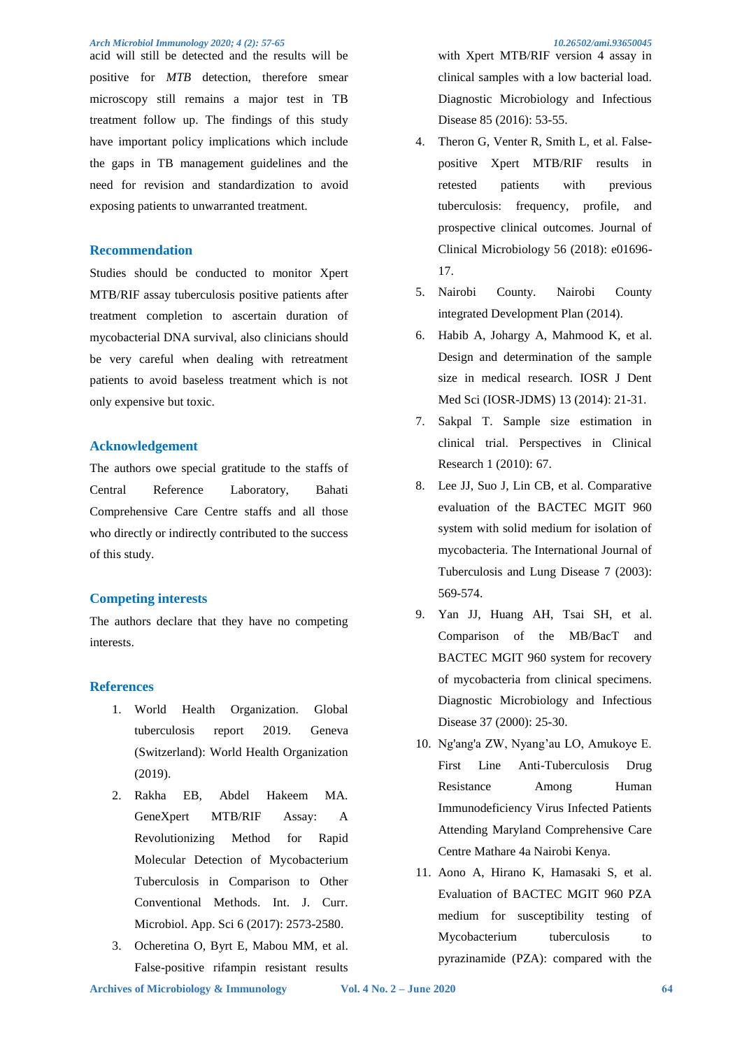acid will still be detected and the results will be positive for *MTB* detection, therefore smear microscopy still remains a major test in TB treatment follow up. The findings of this study have important policy implications which include the gaps in TB management guidelines and the need for revision and standardization to avoid exposing patients to unwarranted treatment.

## Recommendation

Studies should be conducted to monitor Xpert MTB/RIF assay tuberculosis positive patients after treatment completion to ascertain duration of mycobacterial DNA survival, also clinicians should be very careful when dealing with retreatment patients to avoid baseless treatment which is not only expensive but toxic.

## Acknowledgement

The authors owe special gratitude to the staffs of Central Reference Laboratory, Bahati Comprehensive Care Centre staffs and all those who directly or indirectly contributed to the success of this study.

## Competing interests

The authors declare that they have no competing interests.

## References

1. World Health Organization. Global tuberculosis report 2019. Geneva (Switzerland): World Health Organization (2019).
2. Rakha EB, Abdel Hakeem MA. GeneXpert MTB/RIF Assay: A Revolutionizing Method for Rapid Molecular Detection of Mycobacterium Tuberculosis in Comparison to Other Conventional Methods. Int. J. Curr. Microbiol. App. Sci 6 (2017): 2573-2580.
3. Ocheretina O, Byrt E, Mabou MM, et al. False-positive rifampin resistant results with Xpert MTB/RIF version 4 assay in clinical samples with a low bacterial load. Diagnostic Microbiology and Infectious Disease 85 (2016): 53-55.
4. Theron G, Venter R, Smith L, et al. False-positive Xpert MTB/RIF results in retested patients with previous tuberculosis: frequency, profile, and prospective clinical outcomes. Journal of Clinical Microbiology 56 (2018): e01696-17.
5. Nairobi County. Nairobi County integrated Development Plan (2014).
6. Habib A, Johargy A, Mahmood K, et al. Design and determination of the sample size in medical research. IOSR J Dent Med Sci (IOSR-JDMS) 13 (2014): 21-31.
7. Sakpal T. Sample size estimation in clinical trial. Perspectives in Clinical Research 1 (2010): 67.
8. Lee JJ, Suo J, Lin CB, et al. Comparative evaluation of the BACTEC MGIT 960 system with solid medium for isolation of mycobacteria. The International Journal of Tuberculosis and Lung Disease 7 (2003): 569-574.
9. Yan JJ, Huang AH, Tsai SH, et al. Comparison of the MB/BacT and BACTEC MGIT 960 system for recovery of mycobacteria from clinical specimens. Diagnostic Microbiology and Infectious Disease 37 (2000): 25-30.
10. Ng'ang'a ZW, Nyang'au LO, Amukoye E. First Line Anti-Tuberculosis Drug Resistance Among Human Immunodeficiency Virus Infected Patients Attending Maryland Comprehensive Care Centre Mathare 4a Nairobi Kenya.
11. Aono A, Hirano K, Hamasaki S, et al. Evaluation of BACTEC MGIT 960 PZA medium for susceptibility testing of Mycobacterium tuberculosis to pyrazinamide (PZA): compared with the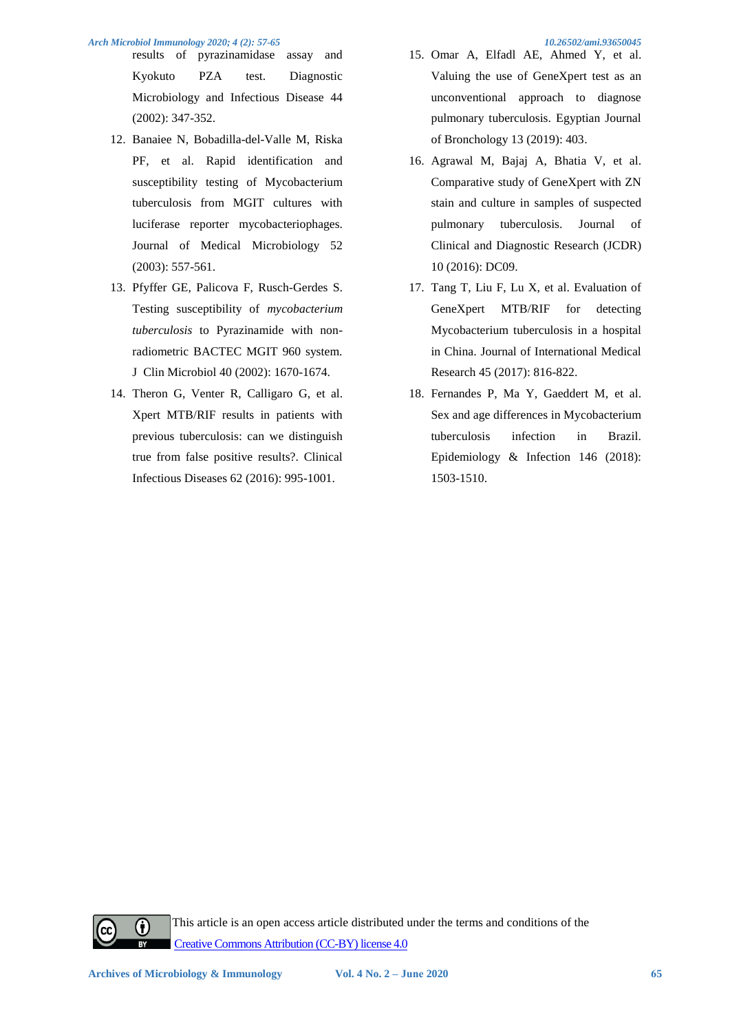results of pyrazinamidase assay and Kyokuto PZA test. Diagnostic Microbiology and Infectious Disease 44 (2002): 347-352.

12. Banaiee N, Bobadilla-del-Valle M, Riska PF, et al. Rapid identification and susceptibility testing of Mycobacterium tuberculosis from MGIT cultures with luciferase reporter mycobacteriophages. Journal of Medical Microbiology 52 (2003): 557-561.
13. Pfyffer GE, Palicova F, Rusch-Gerdes S. Testing susceptibility of *mycobacterium tuberculosis* to Pyrazinamide with non-radiometric BACTEC MGIT 960 system. J Clin Microbiol 40 (2002): 1670-1674.
14. Theron G, Venter R, Calligaro G, et al. Xpert MTB/RIF results in patients with previous tuberculosis: can we distinguish true from false positive results?. Clinical Infectious Diseases 62 (2016): 995-1001.
15. Omar A, Elfadl AE, Ahmed Y, et al. Valuing the use of GeneXpert test as an unconventional approach to diagnose pulmonary tuberculosis. Egyptian Journal of Bronchology 13 (2019): 403.
16. Agrawal M, Bajaj A, Bhatia V, et al. Comparative study of GeneXpert with ZN stain and culture in samples of suspected pulmonary tuberculosis. Journal of Clinical and Diagnostic Research (JCDR) 10 (2016): DC09.
17. Tang T, Liu F, Lu X, et al. Evaluation of GeneXpert MTB/RIF for detecting Mycobacterium tuberculosis in a hospital in China. Journal of International Medical Research 45 (2017): 816-822.
18. Fernandes P, Ma Y, Gaeddert M, et al. Sex and age differences in Mycobacterium tuberculosis infection in Brazil. Epidemiology & Infection 146 (2018): 1503-1510.

This article is an open access article distributed under the terms and conditions of the Creative Commons Attribution (CC-BY) license 4.0